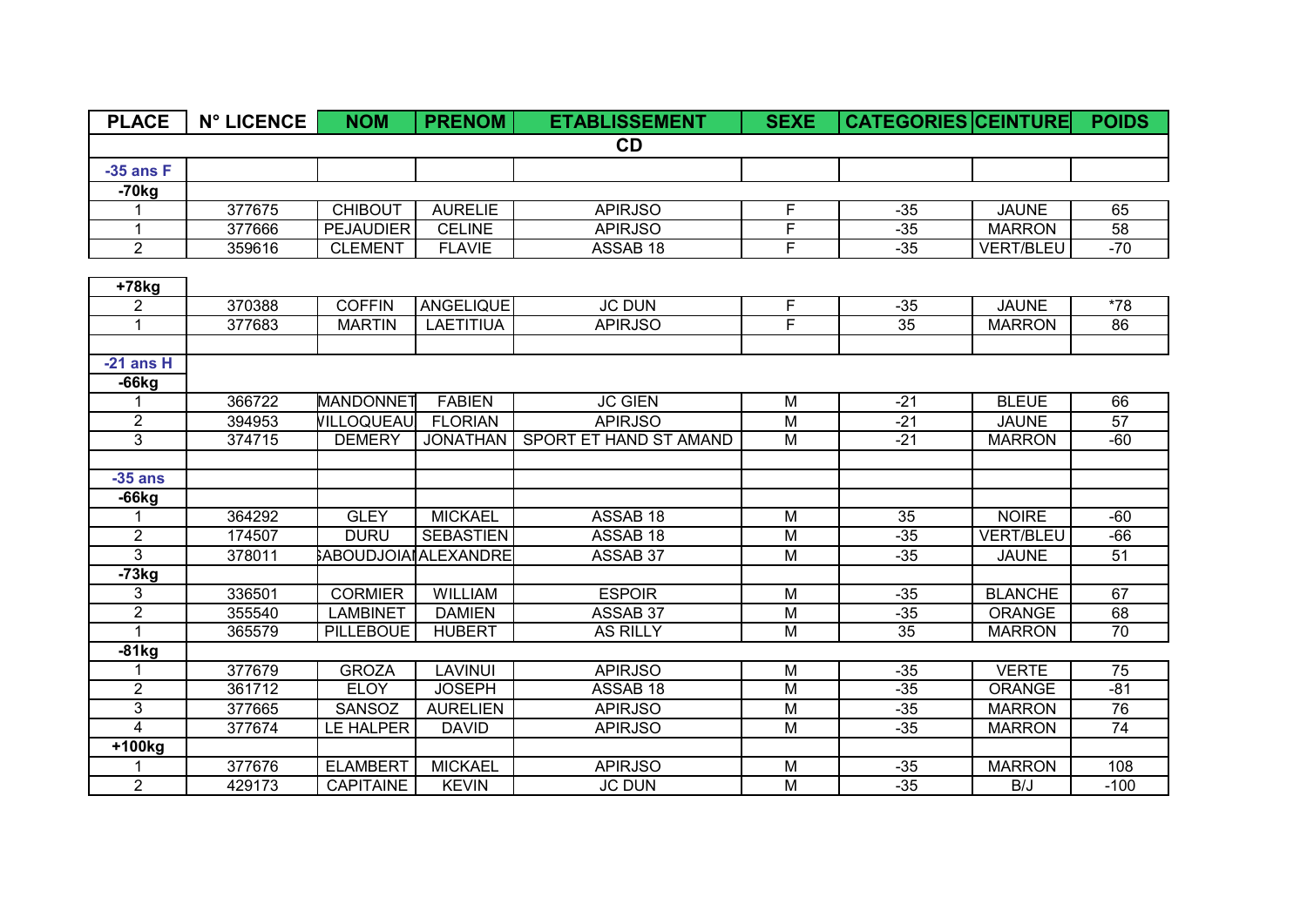| PLACE | N° LICENCE | NOM | PRENOM | ETABLISSEMENT | SEXE | CATEGORIES | CEINTURE | POIDS |
|---|---|---|---|---|---|---|---|---|
| | | | | CD | | | | |
| -35 ans F | | | | | | | | |
| -70kg | | | | | | | | |
| 1 | 377675 | CHIBOUT | AURELIE | APIRJSO | F | -35 | JAUNE | 65 |
| 1 | 377666 | PEJAUDIER | CELINE | APIRJSO | F | -35 | MARRON | 58 |
| 2 | 359616 | CLEMENT | FLAVIE | ASSAB 18 | F | -35 | VERT/BLEU | -70 |
| +78kg | | | | | | | | |
| 2 | 370388 | COFFIN | ANGELIQUE | JC DUN | F | -35 | JAUNE | *78 |
| 1 | 377683 | MARTIN | LAETITIUA | APIRJSO | F | 35 | MARRON | 86 |
| | | | | | | | | |
| -21 ans H | | | | | | | | |
| -66kg | | | | | | | | |
| 1 | 366722 | MANDONNET | FABIEN | JC GIEN | M | -21 | BLEUE | 66 |
| 2 | 394953 | VILLOQUEAU | FLORIAN | APIRJSO | M | -21 | JAUNE | 57 |
| 3 | 374715 | DEMERY | JONATHAN | SPORT ET HAND ST AMAND | M | -21 | MARRON | -60 |
| | | | | | | | | |
| -35 ans | | | | | | | | |
| -66kg | | | | | | | | |
| 1 | 364292 | GLEY | MICKAEL | ASSAB 18 | M | 35 | NOIRE | -60 |
| 2 | 174507 | DURU | SEBASTIEN | ASSAB 18 | M | -35 | VERT/BLEU | -66 |
| 3 | 378011 | SABOUDJOIAI | ALEXANDRE | ASSAB 37 | M | -35 | JAUNE | 51 |
| -73kg | | | | | | | | |
| 3 | 336501 | CORMIER | WILLIAM | ESPOIR | M | -35 | BLANCHE | 67 |
| 2 | 355540 | LAMBINET | DAMIEN | ASSAB 37 | M | -35 | ORANGE | 68 |
| 1 | 365579 | PILLEBOUE | HUBERT | AS RILLY | M | 35 | MARRON | 70 |
| -81kg | | | | | | | | |
| 1 | 377679 | GROZA | LAVINUI | APIRJSO | M | -35 | VERTE | 75 |
| 2 | 361712 | ELOY | JOSEPH | ASSAB 18 | M | -35 | ORANGE | -81 |
| 3 | 377665 | SANSOZ | AURELIEN | APIRJSO | M | -35 | MARRON | 76 |
| 4 | 377674 | LE HALPER | DAVID | APIRJSO | M | -35 | MARRON | 74 |
| +100kg | | | | | | | | |
| 1 | 377676 | ELAMBERT | MICKAEL | APIRJSO | M | -35 | MARRON | 108 |
| 2 | 429173 | CAPITAINE | KEVIN | JC DUN | M | -35 | B/J | -100 |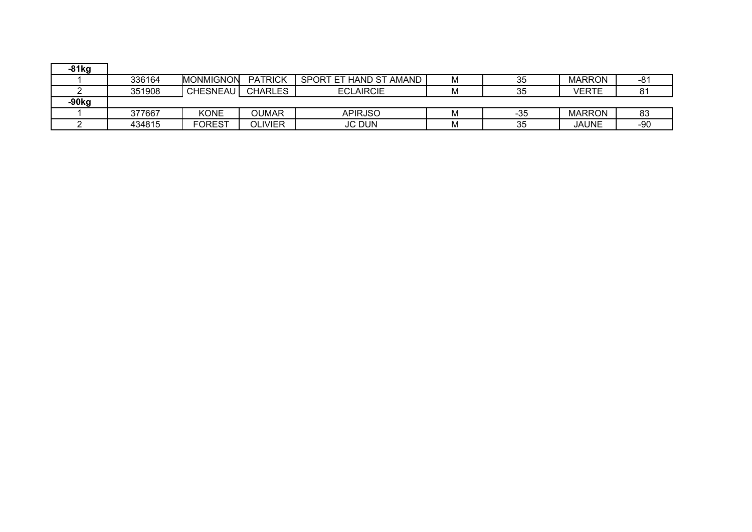| | | | | | | | | |
|---|---|---|---|---|---|---|---|---|
| **-81kg** | | | | | | | | |
| 1 | 336164 | MONMIGNON | PATRICK | SPORT ET HAND ST AMAND | M | 35 | MARRON | -81 |
| 2 | 351908 | CHESNEAU | CHARLES | ECLAIRCIE | M | 35 | VERTE | 81 |
| **-90kg** | | | | | | | | |
| 1 | 377667 | KONE | OUMAR | APIRJSO | M | -35 | MARRON | 83 |
| 2 | 434815 | FOREST | OLIVIER | JC DUN | M | 35 | JAUNE | -90 |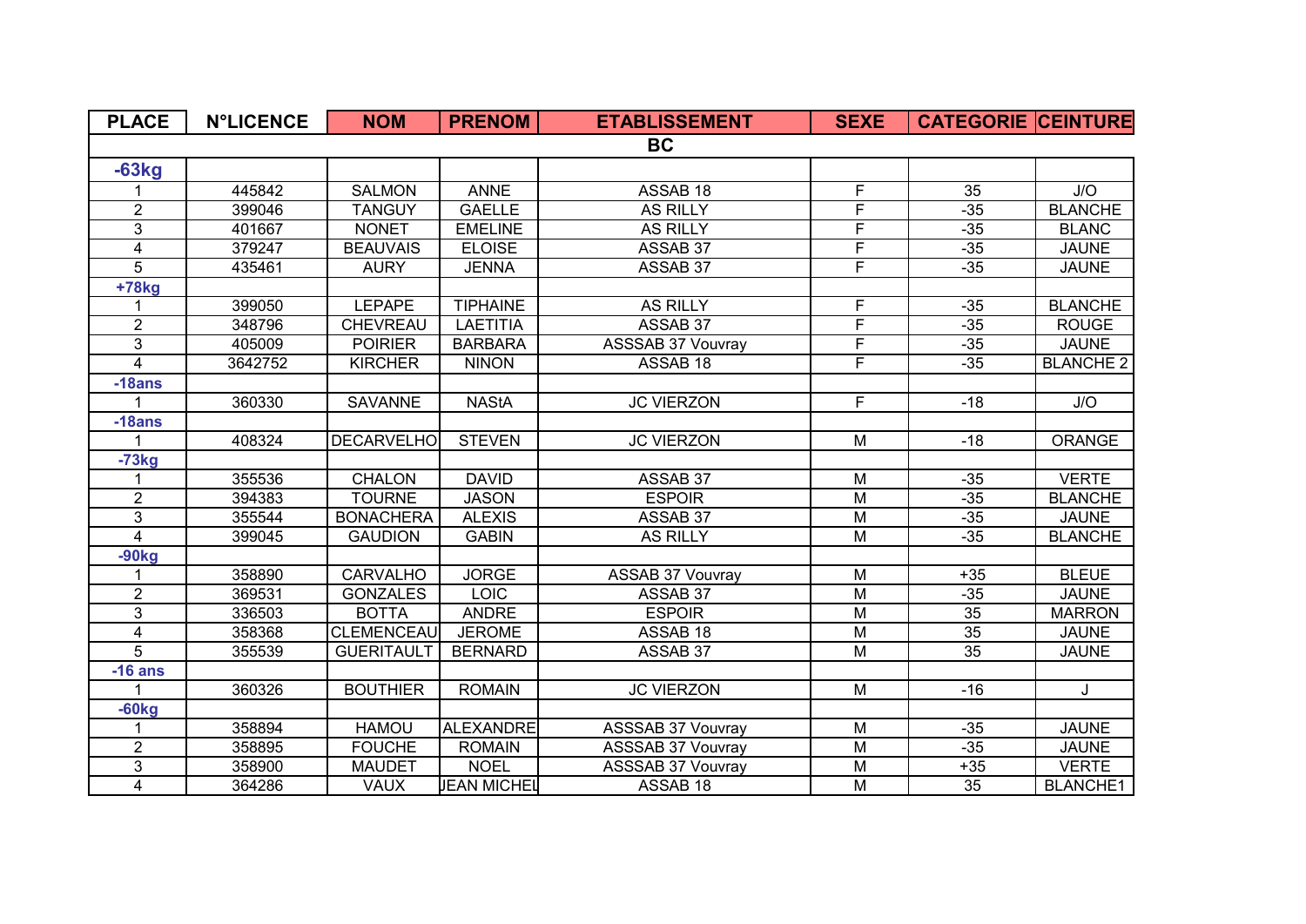| PLACE | N°LICENCE | NOM | PRENOM | ETABLISSEMENT | SEXE | CATEGORIE | CEINTURE |
|---|---|---|---|---|---|---|---|
| | | | | **BC** | | | |
| **-63kg** | | | | | | | |
| 1 | 445842 | SALMON | ANNE | ASSAB 18 | F | 35 | J/O |
| 2 | 399046 | TANGUY | GAELLE | AS RILLY | F | -35 | BLANCHE |
| 3 | 401667 | NONET | EMELINE | AS RILLY | F | -35 | BLANC |
| 4 | 379247 | BEAUVAIS | ELOISE | ASSAB 37 | F | -35 | JAUNE |
| 5 | 435461 | AURY | JENNA | ASSAB 37 | F | -35 | JAUNE |
| **+78kg** | | | | | | | |
| 1 | 399050 | LEPAPE | TIPHAINE | AS RILLY | F | -35 | BLANCHE |
| 2 | 348796 | CHEVREAU | LAETITIA | ASSAB 37 | F | -35 | ROUGE |
| 3 | 405009 | POIRIER | BARBARA | ASSSAB 37 Vouvray | F | -35 | JAUNE |
| 4 | 3642752 | KIRCHER | NINON | ASSAB 18 | F | -35 | BLANCHE 2 |
| **-18ans** | | | | | | | |
| 1 | 360330 | SAVANNE | NAStA | JC VIERZON | F | -18 | J/O |
| **-18ans** | | | | | | | |
| 1 | 408324 | DECARVELHO | STEVEN | JC VIERZON | M | -18 | ORANGE |
| **-73kg** | | | | | | | |
| 1 | 355536 | CHALON | DAVID | ASSAB 37 | M | -35 | VERTE |
| 2 | 394383 | TOURNE | JASON | ESPOIR | M | -35 | BLANCHE |
| 3 | 355544 | BONACHERA | ALEXIS | ASSAB 37 | M | -35 | JAUNE |
| 4 | 399045 | GAUDION | GABIN | AS RILLY | M | -35 | BLANCHE |
| **-90kg** | | | | | | | |
| 1 | 358890 | CARVALHO | JORGE | ASSAB 37 Vouvray | M | +35 | BLEUE |
| 2 | 369531 | GONZALES | LOIC | ASSAB 37 | M | -35 | JAUNE |
| 3 | 336503 | BOTTA | ANDRE | ESPOIR | M | 35 | MARRON |
| 4 | 358368 | CLEMENCEAU | JEROME | ASSAB 18 | M | 35 | JAUNE |
| 5 | 355539 | GUERITAULT | BERNARD | ASSAB 37 | M | 35 | JAUNE |
| **-16 ans** | | | | | | | |
| 1 | 360326 | BOUTHIER | ROMAIN | JC VIERZON | M | -16 | J |
| **-60kg** | | | | | | | |
| 1 | 358894 | HAMOU | ALEXANDRE | ASSSAB 37 Vouvray | M | -35 | JAUNE |
| 2 | 358895 | FOUCHE | ROMAIN | ASSSAB 37 Vouvray | M | -35 | JAUNE |
| 3 | 358900 | MAUDET | NOEL | ASSSAB 37 Vouvray | M | +35 | VERTE |
| 4 | 364286 | VAUX | JEAN MICHEL | ASSAB 18 | M | 35 | BLANCHE1 |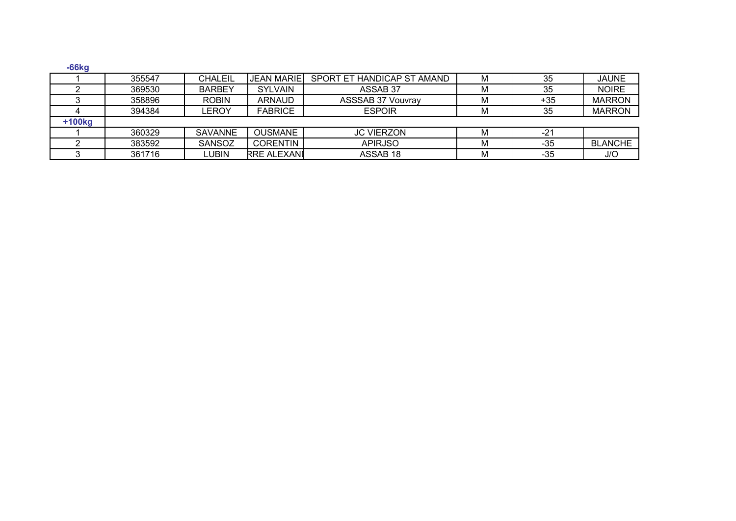**-66kg**

| | | | | | | | |
|---|---|---|---|---|---|---|---|
| 1 | 355547 | CHALEIL | JEAN MARIE | SPORT ET HANDICAP ST AMAND | M | 35 | JAUNE |
| 2 | 369530 | BARBEY | SYLVAIN | ASSAB 37 | M | 35 | NOIRE |
| 3 | 358896 | ROBIN | ARNAUD | ASSSAB 37 Vouvray | M | +35 | MARRON |
| 4 | 394384 | LEROY | FABRICE | ESPOIR | M | 35 | MARRON |

**+100kg**

| | | | | | | | |
|---|---|---|---|---|---|---|---|
| 1 | 360329 | SAVANNE | OUSMANE | JC VIERZON | M | -21 | |
| 2 | 383592 | SANSOZ | CORENTIN | APIRJSO | M | -35 | BLANCHE |
| 3 | 361716 | LUBIN | RRE ALEXANI | ASSAB 18 | M | -35 | J/O |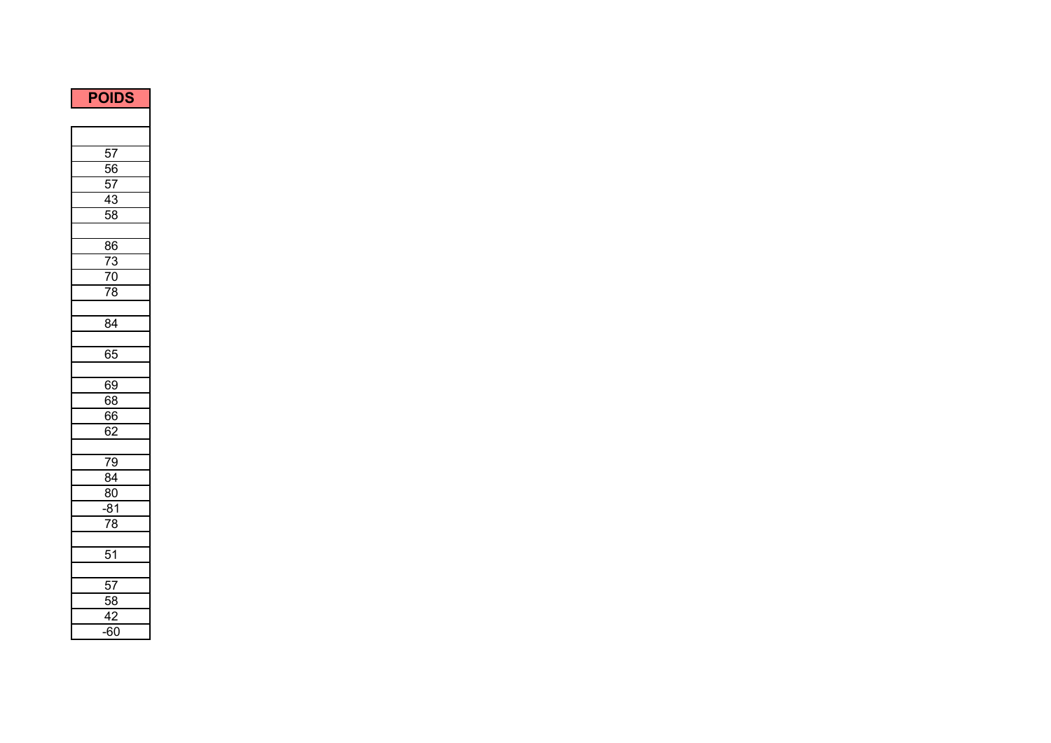| POIDS |
| --- |
| |
| |
| 57 |
| 56 |
| 57 |
| 43 |
| 58 |
| |
| 86 |
| 73 |
| 70 |
| 78 |
| |
| 84 |
| |
| 65 |
| |
| 69 |
| 68 |
| 66 |
| 62 |
| |
| 79 |
| 84 |
| 80 |
| -81 |
| 78 |
| |
| 51 |
| |
| 57 |
| 58 |
| 42 |
| -60 |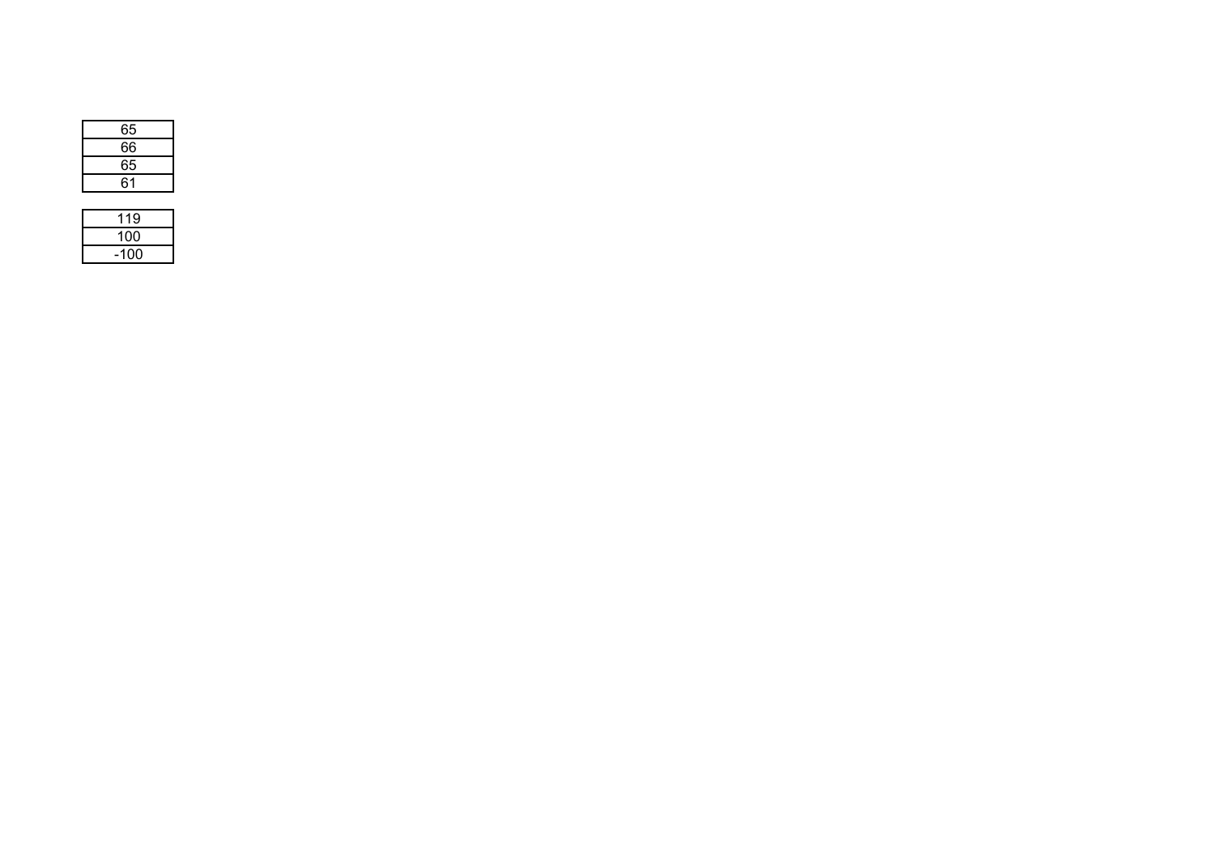| |
|---|
| 65 |
| 66 |
| 65 |
| 61 |

| |
|---|
| 119 |
| 100 |
| -100 |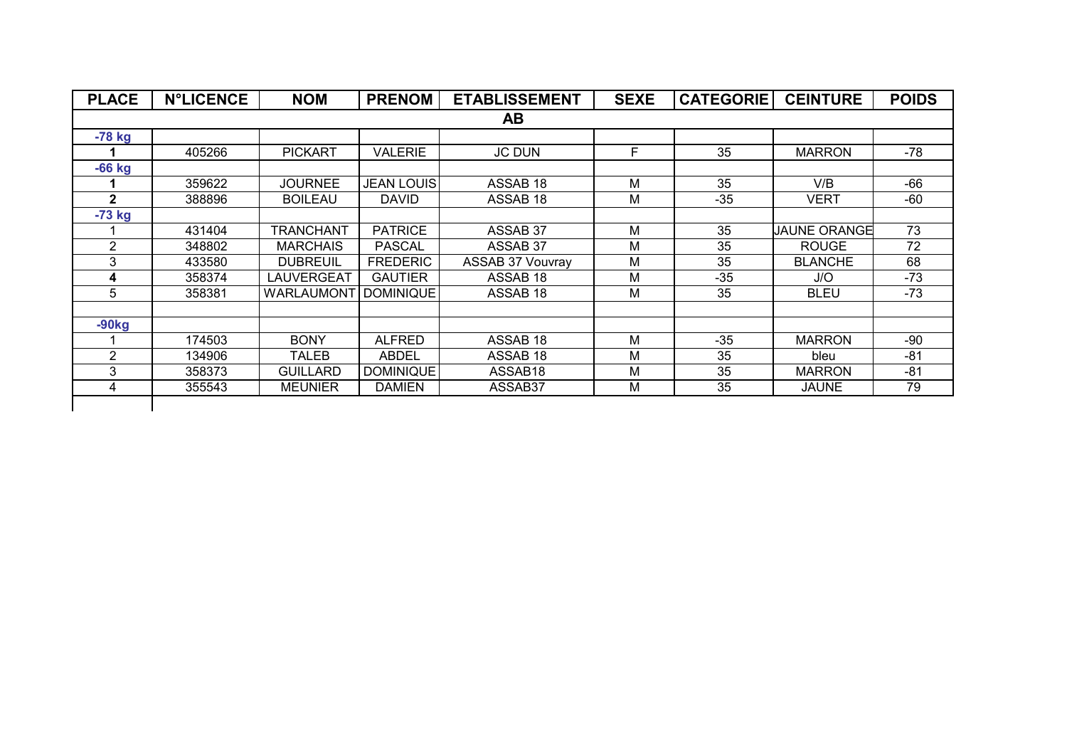| PLACE | N°LICENCE | NOM | PRENOM | ETABLISSEMENT | SEXE | CATEGORIE | CEINTURE | POIDS |
|---|---|---|---|---|---|---|---|---|
| **AB** | | | | | | | | |
| **-78 kg** | | | | | | | | |
| **1** | 405266 | PICKART | VALERIE | JC DUN | F | 35 | MARRON | -78 |
| **-66 kg** | | | | | | | | |
| **1** | 359622 | JOURNEE | JEAN LOUIS | ASSAB 18 | M | 35 | V/B | -66 |
| **2** | 388896 | BOILEAU | DAVID | ASSAB 18 | M | -35 | VERT | -60 |
| **-73 kg** | | | | | | | | |
| 1 | 431404 | TRANCHANT | PATRICE | ASSAB 37 | M | 35 | JAUNE ORANGE | 73 |
| 2 | 348802 | MARCHAIS | PASCAL | ASSAB 37 | M | 35 | ROUGE | 72 |
| 3 | 433580 | DUBREUIL | FREDERIC | ASSAB 37 Vouvray | M | 35 | BLANCHE | 68 |
| **4** | 358374 | LAUVERGEAT | GAUTIER | ASSAB 18 | M | -35 | J/O | -73 |
| 5 | 358381 | WARLAUMONT | DOMINIQUE | ASSAB 18 | M | 35 | BLEU | -73 |
| | | | | | | | | |
| **-90kg** | | | | | | | | |
| 1 | 174503 | BONY | ALFRED | ASSAB 18 | M | -35 | MARRON | -90 |
| 2 | 134906 | TALEB | ABDEL | ASSAB 18 | M | 35 | bleu | -81 |
| 3 | 358373 | GUILLARD | DOMINIQUE | ASSAB18 | M | 35 | MARRON | -81 |
| 4 | 355543 | MEUNIER | DAMIEN | ASSAB37 | M | 35 | JAUNE | 79 |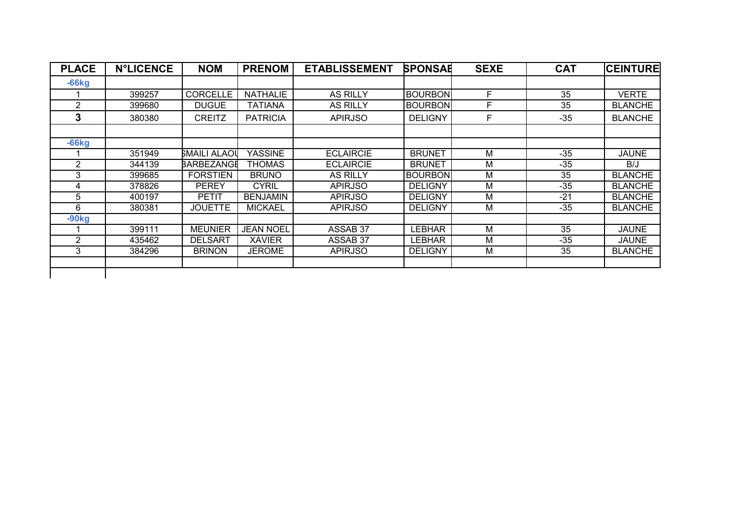| PLACE | N°LICENCE | NOM | PRENOM | ETABLISSEMENT | SPONSAB | SEXE | CAT | CEINTURE |
|---|---|---|---|---|---|---|---|---|
| **-66kg** | | | | | | | | |
| 1 | 399257 | CORCELLE | NATHALIE | AS RILLY | BOURBON | F | 35 | VERTE |
| 2 | 399680 | DUGUE | TATIANA | AS RILLY | BOURBON | F | 35 | BLANCHE |
| **3** | 380380 | CREITZ | PATRICIA | APIRJSO | DELIGNY | F | -35 | BLANCHE |
| | | | | | | | | |
| **-66kg** | | | | | | | | |
| 1 | 351949 | SMAILI ALAOU | YASSINE | ECLAIRCIE | BRUNET | M | -35 | JAUNE |
| 2 | 344139 | BARBEZANGE | THOMAS | ECLAIRCIE | BRUNET | M | -35 | B/J |
| 3 | 399685 | FORSTIEN | BRUNO | AS RILLY | BOURBON | M | 35 | BLANCHE |
| 4 | 378826 | PEREY | CYRIL | APIRJSO | DELIGNY | M | -35 | BLANCHE |
| 5 | 400197 | PETIT | BENJAMIN | APIRJSO | DELIGNY | M | -21 | BLANCHE |
| 6 | 380381 | JOUETTE | MICKAEL | APIRJSO | DELIGNY | M | -35 | BLANCHE |
| **-90kg** | | | | | | | | |
| 1 | 399111 | MEUNIER | JEAN NOEL | ASSAB 37 | LEBHAR | M | 35 | JAUNE |
| 2 | 435462 | DELSART | XAVIER | ASSAB 37 | LEBHAR | M | -35 | JAUNE |
| 3 | 384296 | BRINON | JEROME | APIRJSO | DELIGNY | M | 35 | BLANCHE |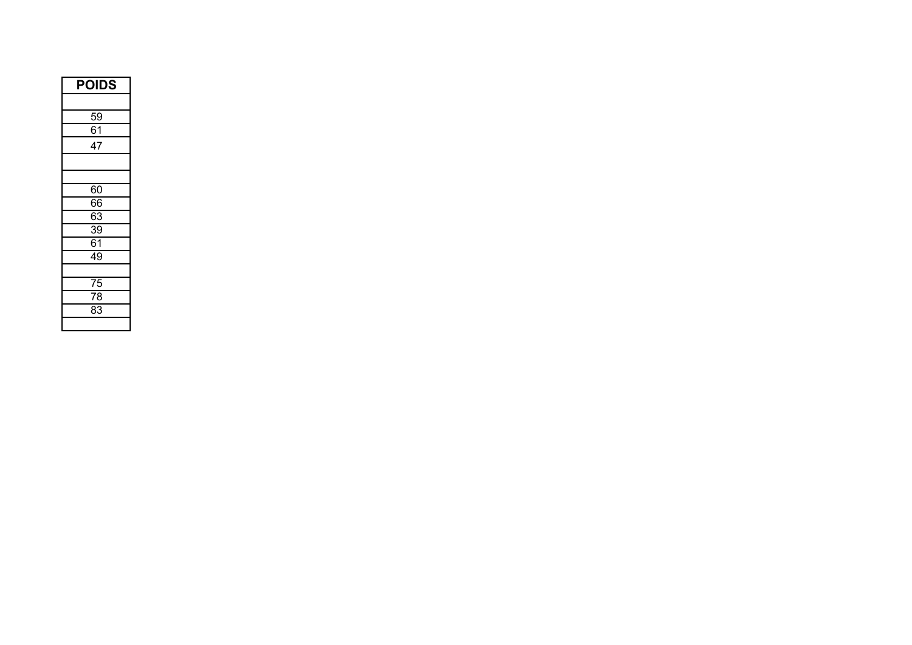| POIDS |
| --- |
| |
| 59 |
| 61 |
| 47 |
| |
| |
| 60 |
| 66 |
| 63 |
| 39 |
| 61 |
| 49 |
| |
| 75 |
| 78 |
| 83 |
| |